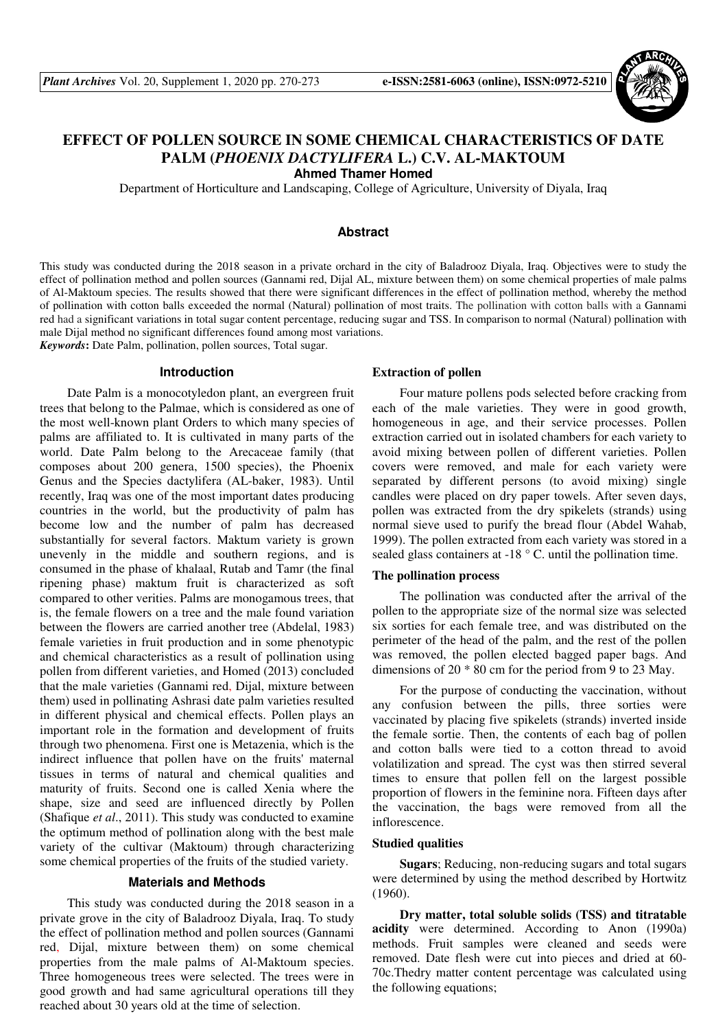# EFFECT OF POLLEN SOURCE IN SOME CHEMICAL CHARACTERISTICS OF DATE PALM (*PHOENIX DACTYLIFERA* L.) C.V. AL-MAKTOUM

**Ahmed Thamer Homed**

Department of Horticulture and Landscaping, College of Agriculture, University of Diyala, Iraq

## Abstract

This study was conducted during the 2018 season in a private orchard in the city of Baladrooz Diyala, Iraq. Objectives were to study the effect of pollination method and pollen sources (Gannami red, Dijal AL, mixture between them) on some chemical properties of male palms of Al-Maktoum species. The results showed that there were significant differences in the effect of pollination method, whereby the method of pollination with cotton balls exceeded the normal (Natural) pollination of most traits. The pollination with cotton balls with a Gannami red had a significant variations in total sugar content percentage, reducing sugar and TSS. In comparison to normal (Natural) pollination with male Dijal method no significant differences found among most variations.

***Keywords*:** Date Palm, pollination, pollen sources, Total sugar.

## Introduction

Date Palm is a monocotyledon plant, an evergreen fruit trees that belong to the Palmae, which is considered as one of the most well-known plant Orders to which many species of palms are affiliated to. It is cultivated in many parts of the world. Date Palm belong to the Arecaceae family (that composes about 200 genera, 1500 species), the Phoenix Genus and the Species dactylifera (AL-baker, 1983). Until recently, Iraq was one of the most important dates producing countries in the world, but the productivity of palm has become low and the number of palm has decreased substantially for several factors. Maktum variety is grown unevenly in the middle and southern regions, and is consumed in the phase of khalaal, Rutab and Tamr (the final ripening phase) maktum fruit is characterized as soft compared to other verities. Palms are monogamous trees, that is, the female flowers on a tree and the male found variation between the flowers are carried another tree (Abdelal, 1983) female varieties in fruit production and in some phenotypic and chemical characteristics as a result of pollination using pollen from different varieties, and Homed (2013) concluded that the male varieties (Gannami red, Dijal, mixture between them) used in pollinating Ashrasi date palm varieties resulted in different physical and chemical effects. Pollen plays an important role in the formation and development of fruits through two phenomena. First one is Metazenia, which is the indirect influence that pollen have on the fruits' maternal tissues in terms of natural and chemical qualities and maturity of fruits. Second one is called Xenia where the shape, size and seed are influenced directly by Pollen (Shafique *et al*., 2011). This study was conducted to examine the optimum method of pollination along with the best male variety of the cultivar (Maktoum) through characterizing some chemical properties of the fruits of the studied variety.

## Materials and Methods

This study was conducted during the 2018 season in a private grove in the city of Baladrooz Diyala, Iraq. To study the effect of pollination method and pollen sources (Gannami red, Dijal, mixture between them) on some chemical properties from the male palms of Al-Maktoum species. Three homogeneous trees were selected. The trees were in good growth and had same agricultural operations till they reached about 30 years old at the time of selection.

### Extraction of pollen

Four mature pollens pods selected before cracking from each of the male varieties. They were in good growth, homogeneous in age, and their service processes. Pollen extraction carried out in isolated chambers for each variety to avoid mixing between pollen of different varieties. Pollen covers were removed, and male for each variety were separated by different persons (to avoid mixing) single candles were placed on dry paper towels. After seven days, pollen was extracted from the dry spikelets (strands) using normal sieve used to purify the bread flour (Abdel Wahab, 1999). The pollen extracted from each variety was stored in a sealed glass containers at -18 ° C. until the pollination time.

### The pollination process

The pollination was conducted after the arrival of the pollen to the appropriate size of the normal size was selected six sorties for each female tree, and was distributed on the perimeter of the head of the palm, and the rest of the pollen was removed, the pollen elected bagged paper bags. And dimensions of 20 * 80 cm for the period from 9 to 23 May.

For the purpose of conducting the vaccination, without any confusion between the pills, three sorties were vaccinated by placing five spikelets (strands) inverted inside the female sortie. Then, the contents of each bag of pollen and cotton balls were tied to a cotton thread to avoid volatilization and spread. The cyst was then stirred several times to ensure that pollen fell on the largest possible proportion of flowers in the feminine nora. Fifteen days after the vaccination, the bags were removed from all the inflorescence.

### Studied qualities

**Sugars**; Reducing, non-reducing sugars and total sugars were determined by using the method described by Hortwitz (1960).

**Dry matter, total soluble solids (TSS) and titratable acidity** were determined. According to Anon (1990a) methods. Fruit samples were cleaned and seeds were removed. Date flesh were cut into pieces and dried at 60-70c.Thedry matter content percentage was calculated using the following equations;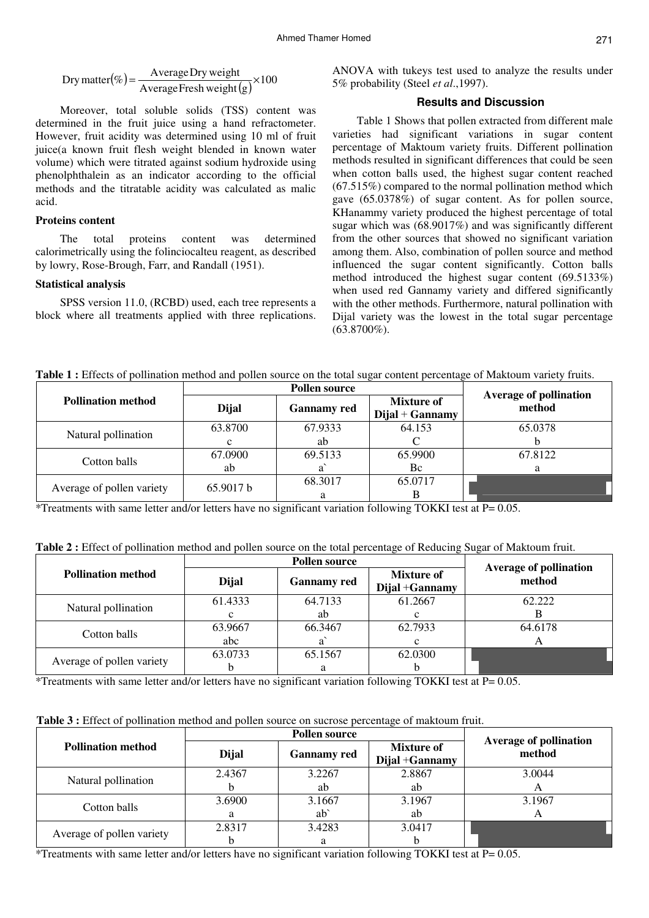$$\text{Dry matter}(\%) = \frac{\text{Average Dry weight}}{\text{Average Fresh weight (g)}} \times 100$$

Moreover, total soluble solids (TSS) content was determined in the fruit juice using a hand refractometer. However, fruit acidity was determined using 10 ml of fruit juice(a known fruit flesh weight blended in known water volume) which were titrated against sodium hydroxide using phenolphthalein as an indicator according to the official methods and the titratable acidity was calculated as malic acid.

### Proteins content

The total proteins content was determined calorimetrically using the folinciocalteu reagent, as described by lowry, Rose-Brough, Farr, and Randall (1951).

### Statistical analysis

SPSS version 11.0, (RCBD) used, each tree represents a block where all treatments applied with three replications. ANOVA with tukeys test used to analyze the results under 5% probability (Steel *et al*.,1997).

## Results and Discussion

Table 1 Shows that pollen extracted from different male varieties had significant variations in sugar content percentage of Maktoum variety fruits. Different pollination methods resulted in significant differences that could be seen when cotton balls used, the highest sugar content reached (67.515%) compared to the normal pollination method which gave (65.0378%) of sugar content. As for pollen source, KHanammy variety produced the highest percentage of total sugar which was (68.9017%) and was significantly different from the other sources that showed no significant variation among them. Also, combination of pollen source and method influenced the sugar content significantly. Cotton balls method introduced the highest sugar content (69.5133%) when used red Gannamy variety and differed significantly with the other methods. Furthermore, natural pollination with Dijal variety was the lowest in the total sugar percentage (63.8700%).

**Table 1 :** Effects of pollination method and pollen source on the total sugar content percentage of Maktoum variety fruits.

| Pollination method | Pollen source | | | Average of pollination method |
|---|---|---|---|---|
| | Dijal | Gannamy red | Mixture of Dijal + Gannamy | |
| Natural pollination | 63.8700 c | 67.9333 ab | 64.153 C | 65.0378 b |
| Cotton balls | 67.0900 ab | 69.5133 a` | 65.9900 Bc | 67.8122 a |
| Average of pollen variety | 65.9017 b | 68.3017 a | 65.0717 B | |

*Treatments with same letter and/or letters have no significant variation following TOKKI test at P= 0.05.

**Table 2 :** Effect of pollination method and pollen source on the total percentage of Reducing Sugar of Maktoum fruit.

| Pollination method | Pollen source | | | Average of pollination method |
|---|---|---|---|---|
| | Dijal | Gannamy red | Mixture of Dijal +Gannamy | |
| Natural pollination | 61.4333 c | 64.7133 ab | 61.2667 c | 62.222 B |
| Cotton balls | 63.9667 abc | 66.3467 a` | 62.7933 c | 64.6178 A |
| Average of pollen variety | 63.0733 b | 65.1567 a | 62.0300 b | |

*Treatments with same letter and/or letters have no significant variation following TOKKI test at P= 0.05.

**Table 3 :** Effect of pollination method and pollen source on sucrose percentage of maktoum fruit.

| Pollination method | Pollen source | | | Average of pollination method |
|---|---|---|---|---|
| | Dijal | Gannamy red | Mixture of Dijal +Gannamy | |
| Natural pollination | 2.4367 b | 3.2267 ab | 2.8867 ab | 3.0044 A |
| Cotton balls | 3.6900 a | 3.1667 ab` | 3.1967 ab | 3.1967 A |
| Average of pollen variety | 2.8317 b | 3.4283 a | 3.0417 b | |

*Treatments with same letter and/or letters have no significant variation following TOKKI test at P= 0.05.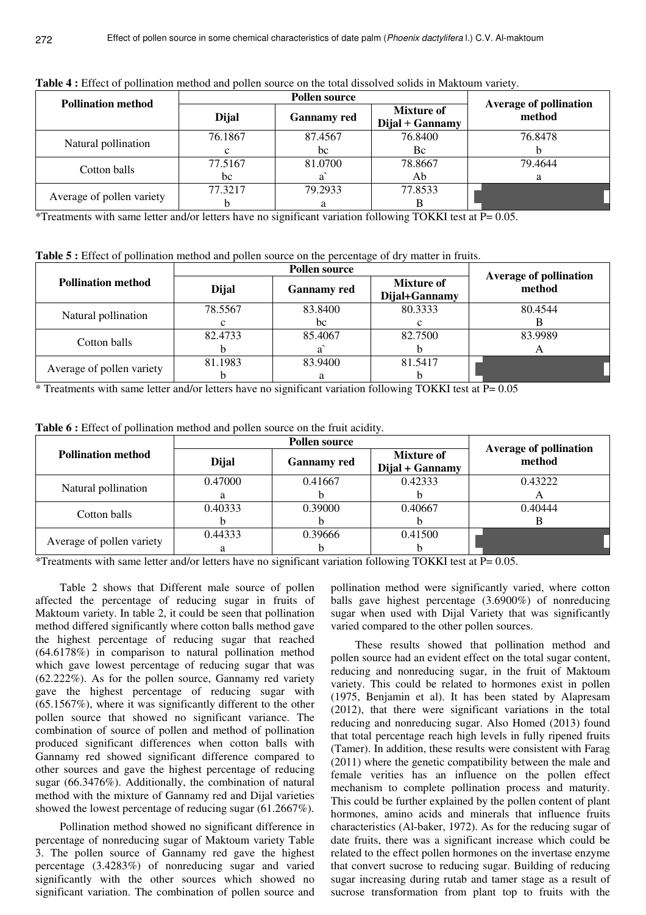**Table 4 :** Effect of pollination method and pollen source on the total dissolved solids in Maktoum variety.

| Pollination method | Pollen source | | | Average of pollination method |
|---|---|---|---|---|
| | Dijal | Gannamy red | Mixture of Dijal + Gannamy | |
| Natural pollination | 76.1867 c | 87.4567 bc | 76.8400 Bc | 76.8478 b |
| Cotton balls | 77.5167 bc | 81.0700 a` | 78.8667 Ab | 79.4644 a |
| Average of pollen variety | 77.3217 b | 79.2933 a | 77.8533 B | |

*Treatments with same letter and/or letters have no significant variation following TOKKI test at P= 0.05.

**Table 5 :** Effect of pollination method and pollen source on the percentage of dry matter in fruits.

| Pollination method | Pollen source | | | Average of pollination method |
|---|---|---|---|---|
| | Dijal | Gannamy red | Mixture of Dijal+Gannamy | |
| Natural pollination | 78.5567 c | 83.8400 bc | 80.3333 c | 80.4544 B |
| Cotton balls | 82.4733 b | 85.4067 a` | 82.7500 b | 83.9989 A |
| Average of pollen variety | 81.1983 b | 83.9400 a | 81.5417 b | |

\* Treatments with same letter and/or letters have no significant variation following TOKKI test at P= 0.05

**Table 6 :** Effect of pollination method and pollen source on the fruit acidity.

| Pollination method | Pollen source | | | Average of pollination method |
|---|---|---|---|---|
| | Dijal | Gannamy red | Mixture of Dijal + Gannamy | |
| Natural pollination | 0.47000 a | 0.41667 b | 0.42333 b | 0.43222 A |
| Cotton balls | 0.40333 b | 0.39000 b | 0.40667 b | 0.40444 B |
| Average of pollen variety | 0.44333 a | 0.39666 b | 0.41500 b | |

*Treatments with same letter and/or letters have no significant variation following TOKKI test at P= 0.05.

Table 2 shows that Different male source of pollen affected the percentage of reducing sugar in fruits of Maktoum variety. In table 2, it could be seen that pollination method differed significantly where cotton balls method gave the highest percentage of reducing sugar that reached (64.6178%) in comparison to natural pollination method which gave lowest percentage of reducing sugar that was (62.222%). As for the pollen source, Gannamy red variety gave the highest percentage of reducing sugar with (65.1567%), where it was significantly different to the other pollen source that showed no significant variance. The combination of source of pollen and method of pollination produced significant differences when cotton balls with Gannamy red showed significant difference compared to other sources and gave the highest percentage of reducing sugar (66.3476%). Additionally, the combination of natural method with the mixture of Gannamy red and Dijal varieties showed the lowest percentage of reducing sugar (61.2667%).

Pollination method showed no significant difference in percentage of nonreducing sugar of Maktoum variety Table 3. The pollen source of Gannamy red gave the highest percentage (3.4283%) of nonreducing sugar and varied significantly with the other sources which showed no significant variation. The combination of pollen source and pollination method were significantly varied, where cotton balls gave highest percentage (3.6900%) of nonreducing sugar when used with Dijal Variety that was significantly varied compared to the other pollen sources.

These results showed that pollination method and pollen source had an evident effect on the total sugar content, reducing and nonreducing sugar, in the fruit of Maktoum variety. This could be related to hormones exist in pollen (1975, Benjamin et al). It has been stated by Alapresam (2012), that there were significant variations in the total reducing and nonreducing sugar. Also Homed (2013) found that total percentage reach high levels in fully ripened fruits (Tamer). In addition, these results were consistent with Farag (2011) where the genetic compatibility between the male and female verities has an influence on the pollen effect mechanism to complete pollination process and maturity. This could be further explained by the pollen content of plant hormones, amino acids and minerals that influence fruits characteristics (Al-baker, 1972). As for the reducing sugar of date fruits, there was a significant increase which could be related to the effect pollen hormones on the invertase enzyme that convert sucrose to reducing sugar. Building of reducing sugar increasing during rutab and tamer stage as a result of sucrose transformation from plant top to fruits with the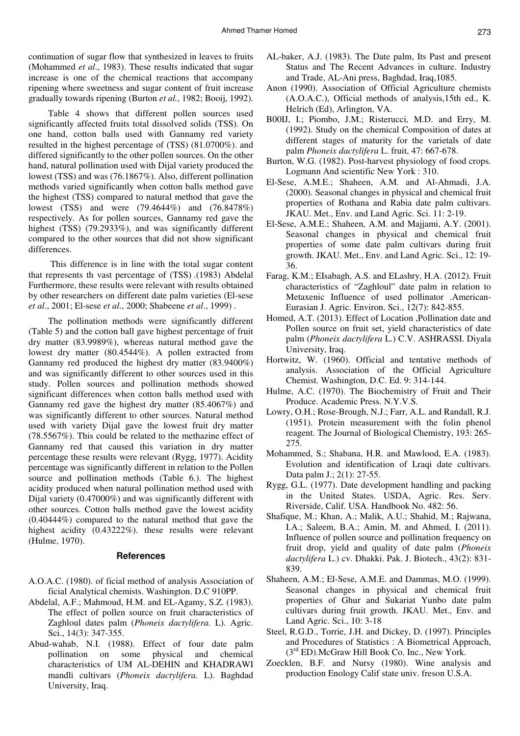continuation of sugar flow that synthesized in leaves to fruits (Mohammed *et al*., 1983). These results indicated that sugar increase is one of the chemical reactions that accompany ripening where sweetness and sugar content of fruit increase gradually towards ripening (Burton *et al.*, 1982; Booij, 1992).

Table 4 shows that different pollen sources used significantly affected fruits total dissolved solids (TSS). On one hand, cotton balls used with Gannamy red variety resulted in the highest percentage of (TSS) (81.0700%). and differed significantly to the other pollen sources. On the other hand, natural pollination used with Dijal variety produced the lowest (TSS) and was (76.1867%). Also, different pollination methods varied significantly when cotton balls method gave the highest (TSS) compared to natural method that gave the lowest (TSS) and were (79.4644%) and (76.8478%) respectively. As for pollen sources, Gannamy red gave the highest (TSS) (79.2933%), and was significantly different compared to the other sources that did not show significant differences.

This difference is in line with the total sugar content that represents th vast percentage of (TSS) .(1983) Abdelal Furthermore, these results were relevant with results obtained by other researchers on different date palm varieties (El-sese *et al*., 2001; El-sese *et al*., 2000; Shabeene *et al*., 1999) .

The pollination methods were significantly different (Table 5) and the cotton ball gave highest percentage of fruit dry matter (83.9989%), whereas natural method gave the lowest dry matter (80.4544%). A pollen extracted from Gannamy red produced the highest dry matter (83.9400%) and was significantly different to other sources used in this study. Pollen sources and pollination methods showed significant differences when cotton balls method used with Gannamy red gave the highest dry matter (85.4067%) and was significantly different to other sources. Natural method used with variety Dijal gave the lowest fruit dry matter (78.5567%). This could be related to the methazine effect of Gannamy red that caused this variation in dry matter percentage these results were relevant (Rygg, 1977). Acidity percentage was significantly different in relation to the Pollen source and pollination methods (Table 6.). The highest acidity produced when natural pollination method used with Dijal variety (0.47000%) and was significantly different with other sources. Cotton balls method gave the lowest acidity (0.40444%) compared to the natural method that gave the highest acidity (0.43222%). these results were relevant (Hulme, 1970).

## References

A.O.A.C. (1980). of ficial method of analysis Association of ficial Analytical chemists. Washington. D.C 910PP.

Abdelal, A.F.; Mahmoud, H.M. and EL-Agamy, S.Z. (1983). The effect of pollen source on fruit characteristics of Zaghloul dates palm (*Phoneix dactylifera.* L). Agric. Sci., 14(3): 347-355.

Abud-wahab, N.I. (1988). Effect of four date palm pollination on some physical and chemical characteristics of UM AL-DEHIN and KHADRAWI mandli cultivars (*Phoneix dactylifera.* L). Baghdad University, Iraq.

AL-baker, A.J. (1983). The Date palm, Its Past and present Status and The Recent Advances in culture. Industry and Trade, AL-Ani press, Baghdad, Iraq,1085.

Anon (1990). Association of Official Agriculture chemists (A.O.A.C.), Official methods of analysis,15th ed., K. Helrich (Ed), Arlington, VA.

B00IJ, I.; Piombo, J.M.; Risterucci, M.D. and Erry, M. (1992). Study on the chemical Composition of dates at different stages of maturity for the varietals of date palm *Phoneix dactylifera* L. fruit, 47: 667-678.

Burton, W.G. (1982). Post-harvest physiology of food crops*.* Logmann And scientific New York : 310.

El-Sese, A.M.E.; Shaheen, A.M. and Al-Ahmadi, J.A. (2000). Seasonal changes in physical and chemical fruit properties of Rothana and Rabia date palm cultivars. JKAU. Met., Env. and Land Agric. Sci. 11: 2-19.

El-Sese, A.M.E.; Shaheen, A.M. and Majjami, A.Y. (2001). Seasonal changes in physical and chemical fruit properties of some date palm cultivars during fruit growth. JKAU. Met., Env. and Land Agric. Sci., 12: 19-36.

Farag, K.M.; EIsabagh, A.S. and ELashry, H.A. (2012). Fruit characteristics of "Zaghloul" date palm in relation to Metaxenic Influence of used pollinator .American-Eurasian J. Agric. Environ. Sci., 12(7): 842-855.

Homed, A.T. (2013). Effect of Location ,Pollination date and Pollen source on fruit set, yield characteristics of date palm (*Phoneix dactylifera* L.) C.V. ASHRASSI. Diyala University, Iraq.

Hortwitz, W. (1960). Official and tentative methods of analysis. Association of the Official Agriculture Chemist. Washington, D.C. Ed. 9: 314-144.

Hulme, A.C. (1970). The Biochemistry of Fruit and Their Produce. Academic Press. N.Y.V.S.

Lowry, O.H.; Rose-Brough, N.J.; Farr, A.L. and Randall, R.J. (1951). Protein measurement with the folin phenol reagent. The Journal of Biological Chemistry, 193: 265-275.

Mohammed, S.; Shabana, H.R. and Mawlood, E.A. (1983). Evolution and identification of Lraqi date cultivars. Data palm J.; 2(1): 27-55.

Rygg, G.L. (1977). Date development handling and packing in the United States. USDA, Agric. Res. Serv. Riverside, Calif. USA. Handbook No. 482: 56.

Shafique, M.; Khan, A.; Malik, A.U.; Shahid, M.; Rajwana, I.A.; Saleem, B.A.; Amin, M. and Ahmed, I. (2011). Influence of pollen source and pollination frequency on fruit drop, yield and quality of date palm (*Phoneix dactylifera* L.) cv. Dhakki. Pak. J. Biotech., 43(2): 831-839.

Shaheen, A.M.; El-Sese, A.M.E. and Dammas, M.O. (1999). Seasonal changes in physical and chemical fruit properties of Ghur and Sukariat Yunbo date palm cultivars during fruit growth. JKAU. Met., Env. and Land Agric. Sci., 10: 3-18

Steel, R.G.D., Torrie, J.H. and Dickey, D. (1997). Principles and Procedures of Statistics : A Biometrical Approach, (3rd ED).McGraw Hill Book Co. Inc., New York.

Zoecklen, B.F. and Nursy (1980). Wine analysis and production Enology Calif state univ. freson U.S.A.